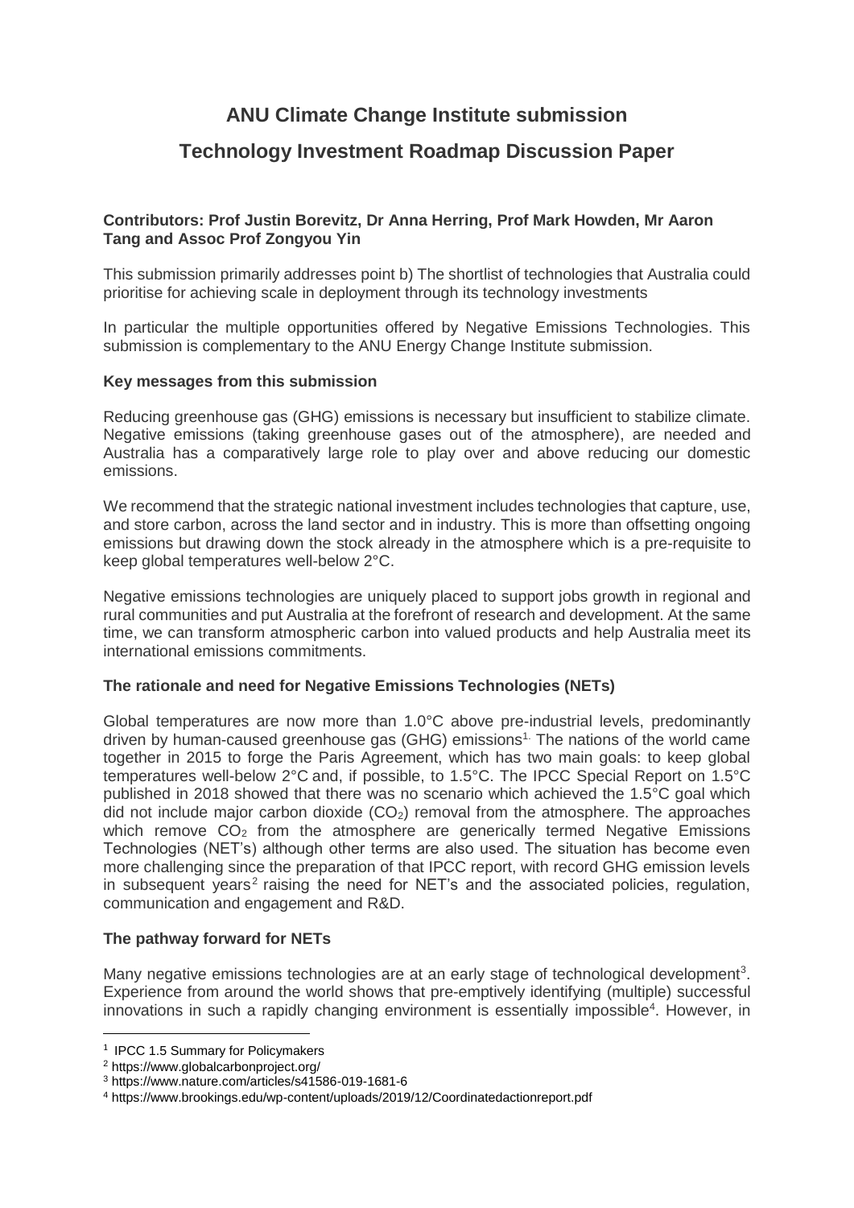# ANU Climate Change Institute submission

# Technology Investment Roadmap Discussion Paper

**Contributors: Prof Justin Borevitz, Dr Anna Herring, Prof Mark Howden, Mr Aaron Tang and Assoc Prof Zongyou Yin**

This submission primarily addresses point b) The shortlist of technologies that Australia could prioritise for achieving scale in deployment through its technology investments

In particular the multiple opportunities offered by Negative Emissions Technologies. This submission is complementary to the ANU Energy Change Institute submission.

**Key messages from this submission**

Reducing greenhouse gas (GHG) emissions is necessary but insufficient to stabilize climate. Negative emissions (taking greenhouse gases out of the atmosphere), are needed and Australia has a comparatively large role to play over and above reducing our domestic emissions.

We recommend that the strategic national investment includes technologies that capture, use, and store carbon, across the land sector and in industry. This is more than offsetting ongoing emissions but drawing down the stock already in the atmosphere which is a pre-requisite to keep global temperatures well-below 2°C.

Negative emissions technologies are uniquely placed to support jobs growth in regional and rural communities and put Australia at the forefront of research and development. At the same time, we can transform atmospheric carbon into valued products and help Australia meet its international emissions commitments.

**The rationale and need for Negative Emissions Technologies (NETs)**

Global temperatures are now more than 1.0°C above pre-industrial levels, predominantly driven by human-caused greenhouse gas (GHG) emissions[1]. The nations of the world came together in 2015 to forge the Paris Agreement, which has two main goals: to keep global temperatures well-below 2°C and, if possible, to 1.5°C. The IPCC Special Report on 1.5°C published in 2018 showed that there was no scenario which achieved the 1.5°C goal which did not include major carbon dioxide ($CO_2$) removal from the atmosphere. The approaches which remove $CO_2$ from the atmosphere are generically termed Negative Emissions Technologies (NET's) although other terms are also used. The situation has become even more challenging since the preparation of that IPCC report, with record GHG emission levels in subsequent years[2] raising the need for NET's and the associated policies, regulation, communication and engagement and R&D.

**The pathway forward for NETs**

Many negative emissions technologies are at an early stage of technological development[3]. Experience from around the world shows that pre-emptively identifying (multiple) successful innovations in such a rapidly changing environment is essentially impossible[4]. However, in

---

[1] IPCC 1.5 Summary for Policymakers

[2] https://www.globalcarbonproject.org/

[3] https://www.nature.com/articles/s41586-019-1681-6

[4] https://www.brookings.edu/wp-content/uploads/2019/12/Coordinatedactionreport.pdf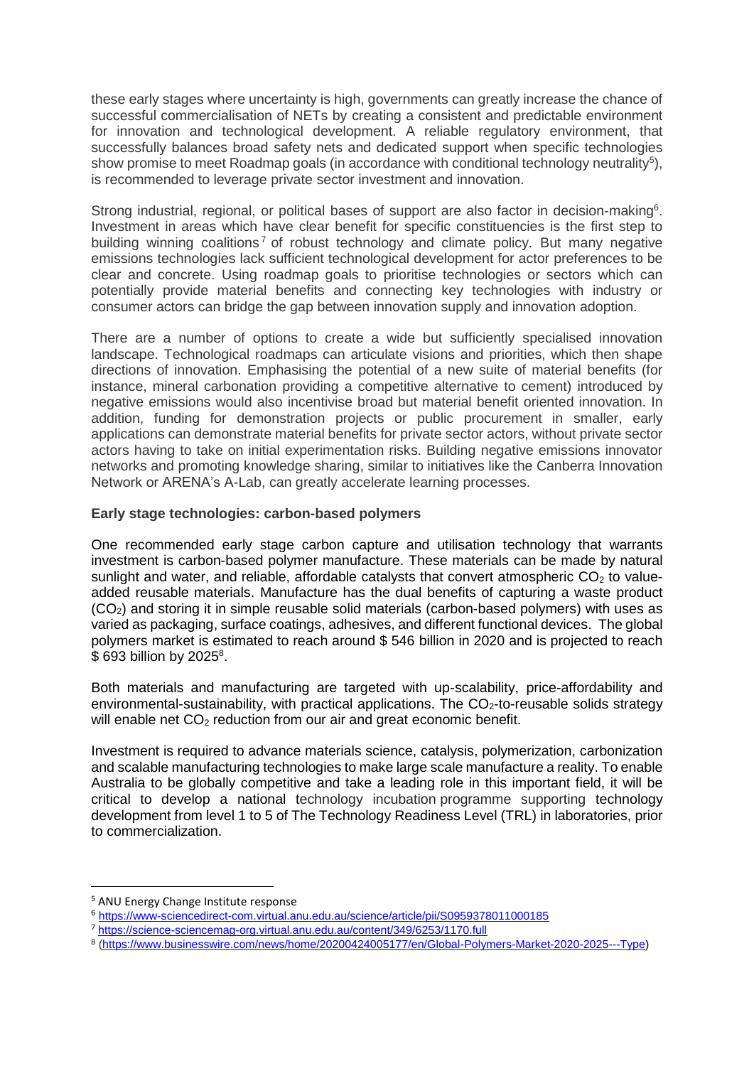these early stages where uncertainty is high, governments can greatly increase the chance of successful commercialisation of NETs by creating a consistent and predictable environment for innovation and technological development. A reliable regulatory environment, that successfully balances broad safety nets and dedicated support when specific technologies show promise to meet Roadmap goals (in accordance with conditional technology neutrality[5]), is recommended to leverage private sector investment and innovation.

Strong industrial, regional, or political bases of support are also factor in decision-making[6]. Investment in areas which have clear benefit for specific constituencies is the first step to building winning coalitions[7] of robust technology and climate policy. But many negative emissions technologies lack sufficient technological development for actor preferences to be clear and concrete. Using roadmap goals to prioritise technologies or sectors which can potentially provide material benefits and connecting key technologies with industry or consumer actors can bridge the gap between innovation supply and innovation adoption.

There are a number of options to create a wide but sufficiently specialised innovation landscape. Technological roadmaps can articulate visions and priorities, which then shape directions of innovation. Emphasising the potential of a new suite of material benefits (for instance, mineral carbonation providing a competitive alternative to cement) introduced by negative emissions would also incentivise broad but material benefit oriented innovation. In addition, funding for demonstration projects or public procurement in smaller, early applications can demonstrate material benefits for private sector actors, without private sector actors having to take on initial experimentation risks. Building negative emissions innovator networks and promoting knowledge sharing, similar to initiatives like the Canberra Innovation Network or ARENA's A-Lab, can greatly accelerate learning processes.

**Early stage technologies: carbon-based polymers**

One recommended early stage carbon capture and utilisation technology that warrants investment is carbon-based polymer manufacture. These materials can be made by natural sunlight and water, and reliable, affordable catalysts that convert atmospheric $CO_2$ to value-added reusable materials. Manufacture has the dual benefits of capturing a waste product ($CO_2$) and storing it in simple reusable solid materials (carbon-based polymers) with uses as varied as packaging, surface coatings, adhesives, and different functional devices. The global polymers market is estimated to reach around $ 546 billion in 2020 and is projected to reach $ 693 billion by 2025[8].

Both materials and manufacturing are targeted with up-scalability, price-affordability and environmental-sustainability, with practical applications. The $CO_2$-to-reusable solids strategy will enable net $CO_2$ reduction from our air and great economic benefit.

Investment is required to advance materials science, catalysis, polymerization, carbonization and scalable manufacturing technologies to make large scale manufacture a reality. To enable Australia to be globally competitive and take a leading role in this important field, it will be critical to develop a national technology incubation programme supporting technology development from level 1 to 5 of The Technology Readiness Level (TRL) in laboratories, prior to commercialization.

---

[5] ANU Energy Change Institute response

[6] https://www-sciencedirect-com.virtual.anu.edu.au/science/article/pii/S0959378011000185

[7] https://science-sciencemag-org.virtual.anu.edu.au/content/349/6253/1170.full

[8] (https://www.businesswire.com/news/home/20200424005177/en/Global-Polymers-Market-2020-2025---Type)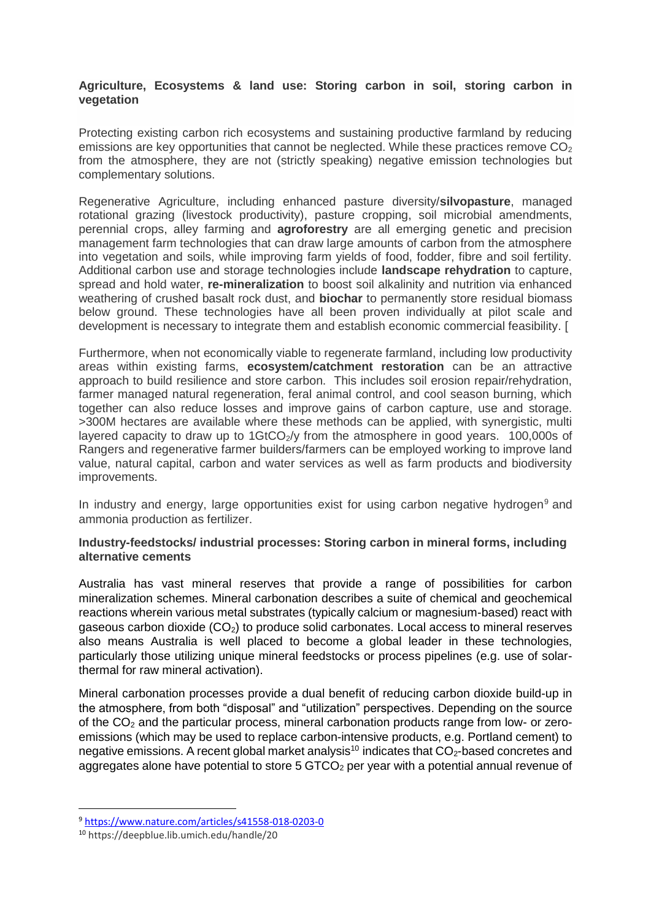**Agriculture, Ecosystems & land use: Storing carbon in soil, storing carbon in vegetation**

Protecting existing carbon rich ecosystems and sustaining productive farmland by reducing emissions are key opportunities that cannot be neglected. While these practices remove $CO_2$ from the atmosphere, they are not (strictly speaking) negative emission technologies but complementary solutions.

Regenerative Agriculture, including enhanced pasture diversity/**silvopasture**, managed rotational grazing (livestock productivity), pasture cropping, soil microbial amendments, perennial crops, alley farming and **agroforestry** are all emerging genetic and precision management farm technologies that can draw large amounts of carbon from the atmosphere into vegetation and soils, while improving farm yields of food, fodder, fibre and soil fertility. Additional carbon use and storage technologies include **landscape rehydration** to capture, spread and hold water, **re-mineralization** to boost soil alkalinity and nutrition via enhanced weathering of crushed basalt rock dust, and **biochar** to permanently store residual biomass below ground. These technologies have all been proven individually at pilot scale and development is necessary to integrate them and establish economic commercial feasibility. [

Furthermore, when not economically viable to regenerate farmland, including low productivity areas within existing farms, **ecosystem/catchment restoration** can be an attractive approach to build resilience and store carbon. This includes soil erosion repair/rehydration, farmer managed natural regeneration, feral animal control, and cool season burning, which together can also reduce losses and improve gains of carbon capture, use and storage. >300M hectares are available where these methods can be applied, with synergistic, multi layered capacity to draw up to 1Gt$CO_2$/y from the atmosphere in good years. 100,000s of Rangers and regenerative farmer builders/farmers can be employed working to improve land value, natural capital, carbon and water services as well as farm products and biodiversity improvements.

In industry and energy, large opportunities exist for using carbon negative hydrogen[9] and ammonia production as fertilizer.

**Industry-feedstocks/ industrial processes: Storing carbon in mineral forms, including alternative cements**

Australia has vast mineral reserves that provide a range of possibilities for carbon mineralization schemes. Mineral carbonation describes a suite of chemical and geochemical reactions wherein various metal substrates (typically calcium or magnesium-based) react with gaseous carbon dioxide ($CO_2$) to produce solid carbonates. Local access to mineral reserves also means Australia is well placed to become a global leader in these technologies, particularly those utilizing unique mineral feedstocks or process pipelines (e.g. use of solar-thermal for raw mineral activation).

Mineral carbonation processes provide a dual benefit of reducing carbon dioxide build-up in the atmosphere, from both "disposal" and "utilization" perspectives. Depending on the source of the $CO_2$ and the particular process, mineral carbonation products range from low- or zero-emissions (which may be used to replace carbon-intensive products, e.g. Portland cement) to negative emissions. A recent global market analysis[10] indicates that $CO_2$-based concretes and aggregates alone have potential to store 5 GT$CO_2$ per year with a potential annual revenue of

---

[9] https://www.nature.com/articles/s41558-018-0203-0

[10] https://deepblue.lib.umich.edu/handle/20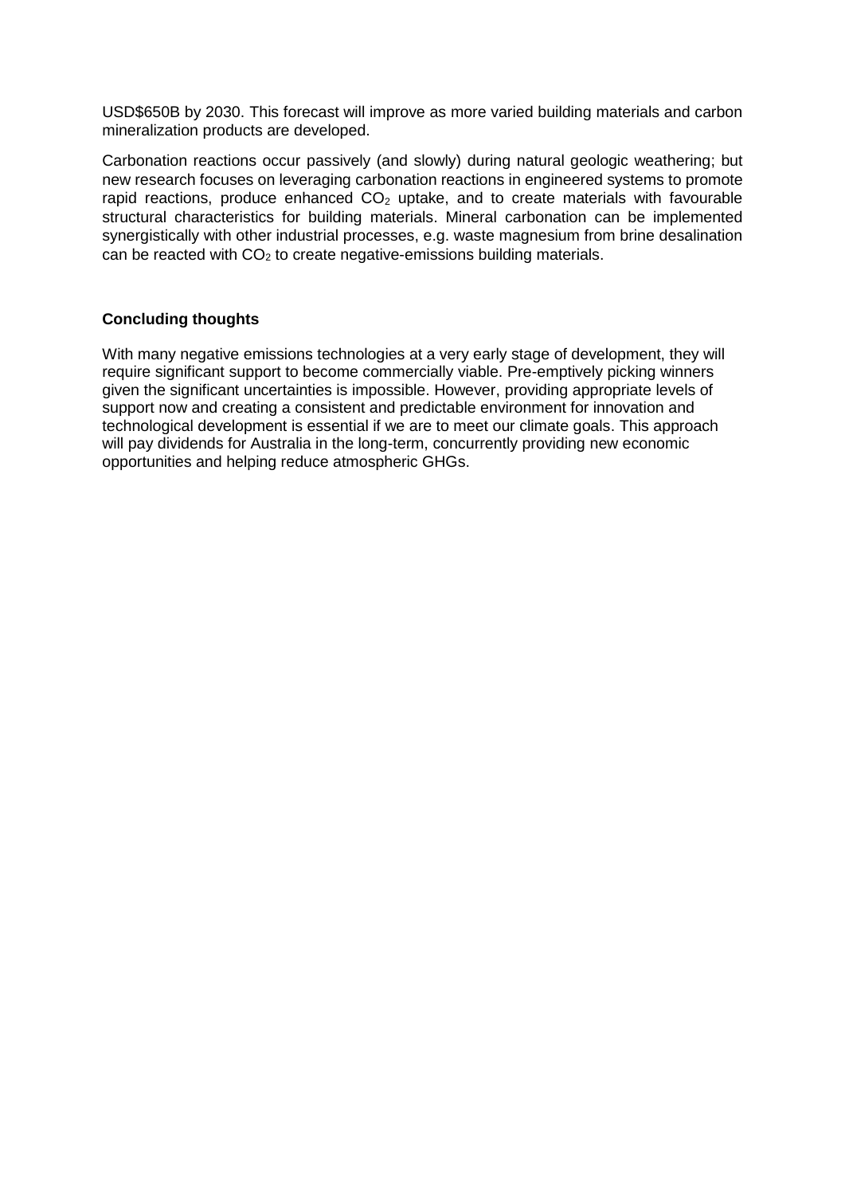USD$650B by 2030. This forecast will improve as more varied building materials and carbon mineralization products are developed.

Carbonation reactions occur passively (and slowly) during natural geologic weathering; but new research focuses on leveraging carbonation reactions in engineered systems to promote rapid reactions, produce enhanced $CO_2$ uptake, and to create materials with favourable structural characteristics for building materials. Mineral carbonation can be implemented synergistically with other industrial processes, e.g. waste magnesium from brine desalination can be reacted with $CO_2$ to create negative-emissions building materials.

**Concluding thoughts**

With many negative emissions technologies at a very early stage of development, they will require significant support to become commercially viable. Pre-emptively picking winners given the significant uncertainties is impossible. However, providing appropriate levels of support now and creating a consistent and predictable environment for innovation and technological development is essential if we are to meet our climate goals. This approach will pay dividends for Australia in the long-term, concurrently providing new economic opportunities and helping reduce atmospheric GHGs.